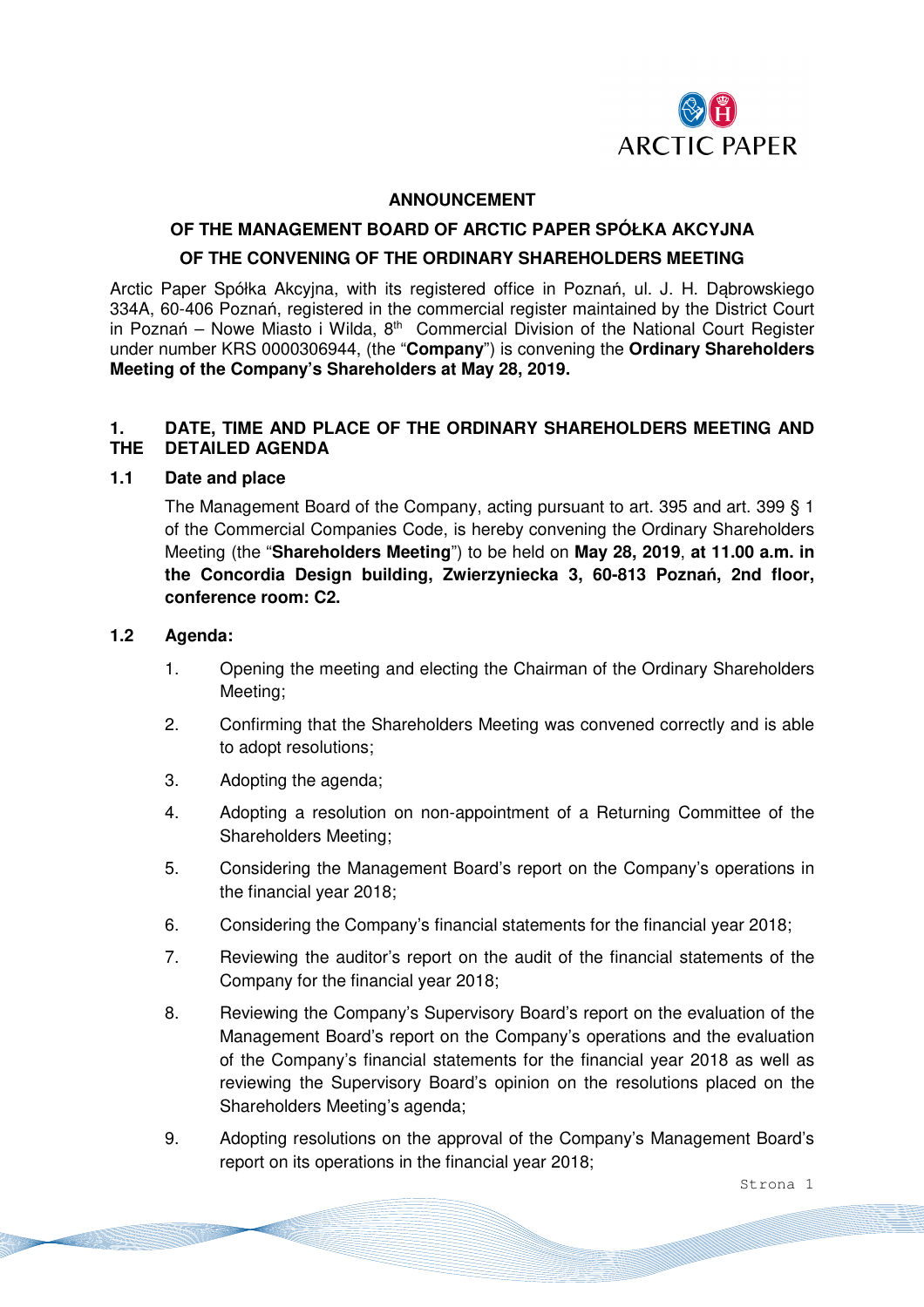**ANNOUNCEMENT**

**OF THE MANAGEMENT BOARD OF ARCTIC PAPER SPÓŁKA AKCYJNA**

**OF THE CONVENING OF THE ORDINARY SHAREHOLDERS MEETING**

Arctic Paper Spółka Akcyjna, with its registered office in Poznań, ul. J. H. Dąbrowskiego 334A, 60-406 Poznań, registered in the commercial register maintained by the District Court in Poznań – Nowe Miasto i Wilda, 8th Commercial Division of the National Court Register under number KRS 0000306944, (the "**Company**") is convening the **Ordinary Shareholders Meeting of the Company's Shareholders at May 28, 2019.**

## 1. DATE, TIME AND PLACE OF THE ORDINARY SHAREHOLDERS MEETING AND THE DETAILED AGENDA

### 1.1 Date and place

The Management Board of the Company, acting pursuant to art. 395 and art. 399 § 1 of the Commercial Companies Code, is hereby convening the Ordinary Shareholders Meeting (the "**Shareholders Meeting**") to be held on **May 28, 2019**, **at 11.00 a.m. in the Concordia Design building, Zwierzyniecka 3, 60-813 Poznań, 2nd floor, conference room: C2.**

### 1.2 Agenda:

1. Opening the meeting and electing the Chairman of the Ordinary Shareholders Meeting;
2. Confirming that the Shareholders Meeting was convened correctly and is able to adopt resolutions;
3. Adopting the agenda;
4. Adopting a resolution on non-appointment of a Returning Committee of the Shareholders Meeting;
5. Considering the Management Board's report on the Company's operations in the financial year 2018;
6. Considering the Company's financial statements for the financial year 2018;
7. Reviewing the auditor's report on the audit of the financial statements of the Company for the financial year 2018;
8. Reviewing the Company's Supervisory Board's report on the evaluation of the Management Board's report on the Company's operations and the evaluation of the Company's financial statements for the financial year 2018 as well as reviewing the Supervisory Board's opinion on the resolutions placed on the Shareholders Meeting's agenda;
9. Adopting resolutions on the approval of the Company's Management Board's report on its operations in the financial year 2018;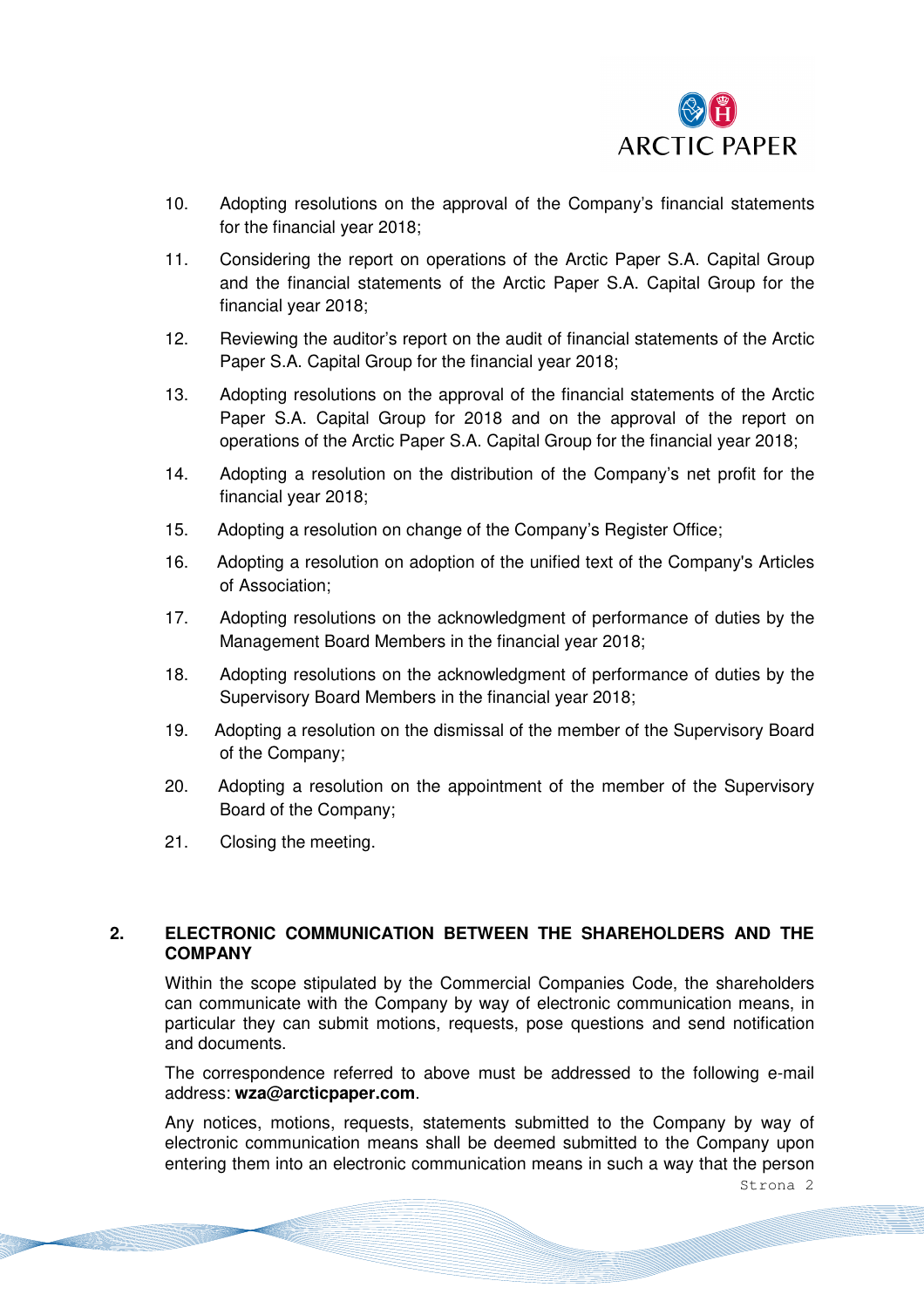10. Adopting resolutions on the approval of the Company's financial statements for the financial year 2018;
11. Considering the report on operations of the Arctic Paper S.A. Capital Group and the financial statements of the Arctic Paper S.A. Capital Group for the financial year 2018;
12. Reviewing the auditor's report on the audit of financial statements of the Arctic Paper S.A. Capital Group for the financial year 2018;
13. Adopting resolutions on the approval of the financial statements of the Arctic Paper S.A. Capital Group for 2018 and on the approval of the report on operations of the Arctic Paper S.A. Capital Group for the financial year 2018;
14. Adopting a resolution on the distribution of the Company's net profit for the financial year 2018;
15. Adopting a resolution on change of the Company's Register Office;
16. Adopting a resolution on adoption of the unified text of the Company's Articles of Association;
17. Adopting resolutions on the acknowledgment of performance of duties by the Management Board Members in the financial year 2018;
18. Adopting resolutions on the acknowledgment of performance of duties by the Supervisory Board Members in the financial year 2018;
19. Adopting a resolution on the dismissal of the member of the Supervisory Board of the Company;
20. Adopting a resolution on the appointment of the member of the Supervisory Board of the Company;
21. Closing the meeting.

## 2. ELECTRONIC COMMUNICATION BETWEEN THE SHAREHOLDERS AND THE COMPANY

Within the scope stipulated by the Commercial Companies Code, the shareholders can communicate with the Company by way of electronic communication means, in particular they can submit motions, requests, pose questions and send notification and documents.

The correspondence referred to above must be addressed to the following e-mail address: **wza@arcticpaper.com**.

Any notices, motions, requests, statements submitted to the Company by way of electronic communication means shall be deemed submitted to the Company upon entering them into an electronic communication means in such a way that the person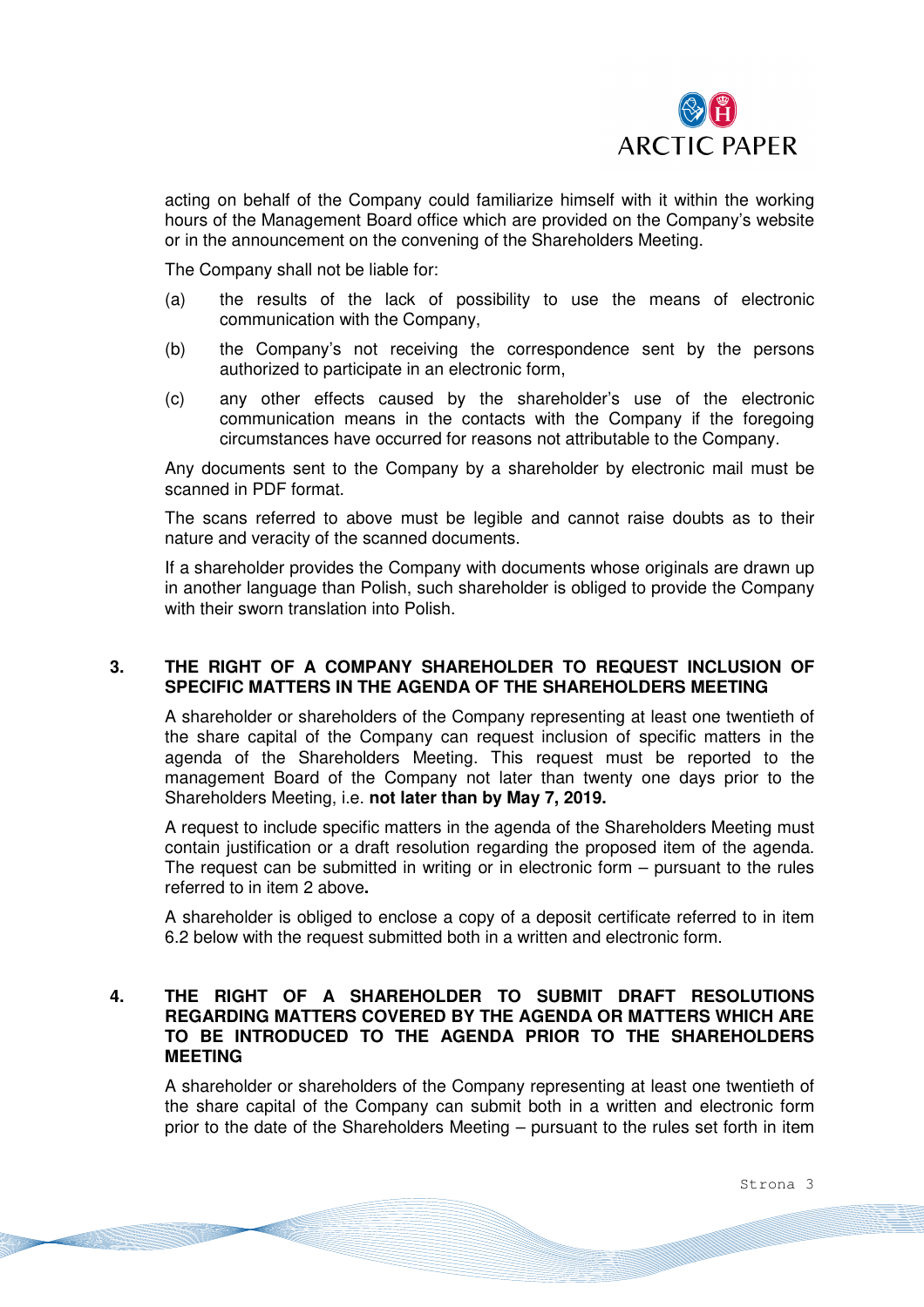acting on behalf of the Company could familiarize himself with it within the working hours of the Management Board office which are provided on the Company's website or in the announcement on the convening of the Shareholders Meeting.

The Company shall not be liable for:

(a) the results of the lack of possibility to use the means of electronic communication with the Company,

(b) the Company's not receiving the correspondence sent by the persons authorized to participate in an electronic form,

(c) any other effects caused by the shareholder's use of the electronic communication means in the contacts with the Company if the foregoing circumstances have occurred for reasons not attributable to the Company.

Any documents sent to the Company by a shareholder by electronic mail must be scanned in PDF format.

The scans referred to above must be legible and cannot raise doubts as to their nature and veracity of the scanned documents.

If a shareholder provides the Company with documents whose originals are drawn up in another language than Polish, such shareholder is obliged to provide the Company with their sworn translation into Polish.

## 3. THE RIGHT OF A COMPANY SHAREHOLDER TO REQUEST INCLUSION OF SPECIFIC MATTERS IN THE AGENDA OF THE SHAREHOLDERS MEETING

A shareholder or shareholders of the Company representing at least one twentieth of the share capital of the Company can request inclusion of specific matters in the agenda of the Shareholders Meeting. This request must be reported to the management Board of the Company not later than twenty one days prior to the Shareholders Meeting, i.e. **not later than by May 7, 2019.**

A request to include specific matters in the agenda of the Shareholders Meeting must contain justification or a draft resolution regarding the proposed item of the agenda. The request can be submitted in writing or in electronic form – pursuant to the rules referred to in item 2 above**.**

A shareholder is obliged to enclose a copy of a deposit certificate referred to in item 6.2 below with the request submitted both in a written and electronic form.

## 4. THE RIGHT OF A SHAREHOLDER TO SUBMIT DRAFT RESOLUTIONS REGARDING MATTERS COVERED BY THE AGENDA OR MATTERS WHICH ARE TO BE INTRODUCED TO THE AGENDA PRIOR TO THE SHAREHOLDERS MEETING

A shareholder or shareholders of the Company representing at least one twentieth of the share capital of the Company can submit both in a written and electronic form prior to the date of the Shareholders Meeting – pursuant to the rules set forth in item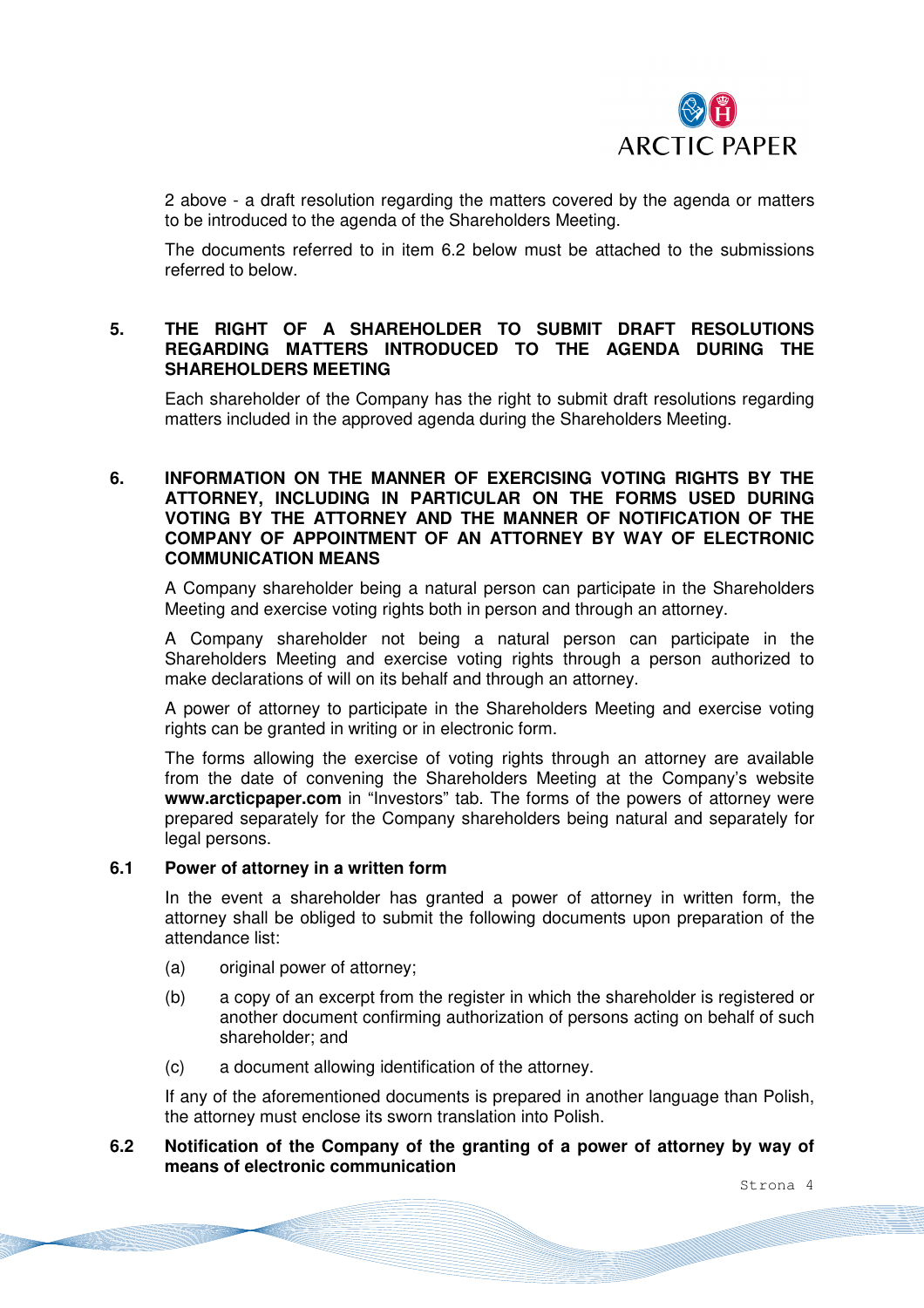2 above - a draft resolution regarding the matters covered by the agenda or matters to be introduced to the agenda of the Shareholders Meeting.

The documents referred to in item 6.2 below must be attached to the submissions referred to below.

## 5. THE RIGHT OF A SHAREHOLDER TO SUBMIT DRAFT RESOLUTIONS REGARDING MATTERS INTRODUCED TO THE AGENDA DURING THE SHAREHOLDERS MEETING

Each shareholder of the Company has the right to submit draft resolutions regarding matters included in the approved agenda during the Shareholders Meeting.

## 6. INFORMATION ON THE MANNER OF EXERCISING VOTING RIGHTS BY THE ATTORNEY, INCLUDING IN PARTICULAR ON THE FORMS USED DURING VOTING BY THE ATTORNEY AND THE MANNER OF NOTIFICATION OF THE COMPANY OF APPOINTMENT OF AN ATTORNEY BY WAY OF ELECTRONIC COMMUNICATION MEANS

A Company shareholder being a natural person can participate in the Shareholders Meeting and exercise voting rights both in person and through an attorney.

A Company shareholder not being a natural person can participate in the Shareholders Meeting and exercise voting rights through a person authorized to make declarations of will on its behalf and through an attorney.

A power of attorney to participate in the Shareholders Meeting and exercise voting rights can be granted in writing or in electronic form.

The forms allowing the exercise of voting rights through an attorney are available from the date of convening the Shareholders Meeting at the Company's website **www.arcticpaper.com** in "Investors" tab. The forms of the powers of attorney were prepared separately for the Company shareholders being natural and separately for legal persons.

### 6.1 Power of attorney in a written form

In the event a shareholder has granted a power of attorney in written form, the attorney shall be obliged to submit the following documents upon preparation of the attendance list:

(a) original power of attorney;

(b) a copy of an excerpt from the register in which the shareholder is registered or another document confirming authorization of persons acting on behalf of such shareholder; and

(c) a document allowing identification of the attorney.

If any of the aforementioned documents is prepared in another language than Polish, the attorney must enclose its sworn translation into Polish.

### 6.2 Notification of the Company of the granting of a power of attorney by way of means of electronic communication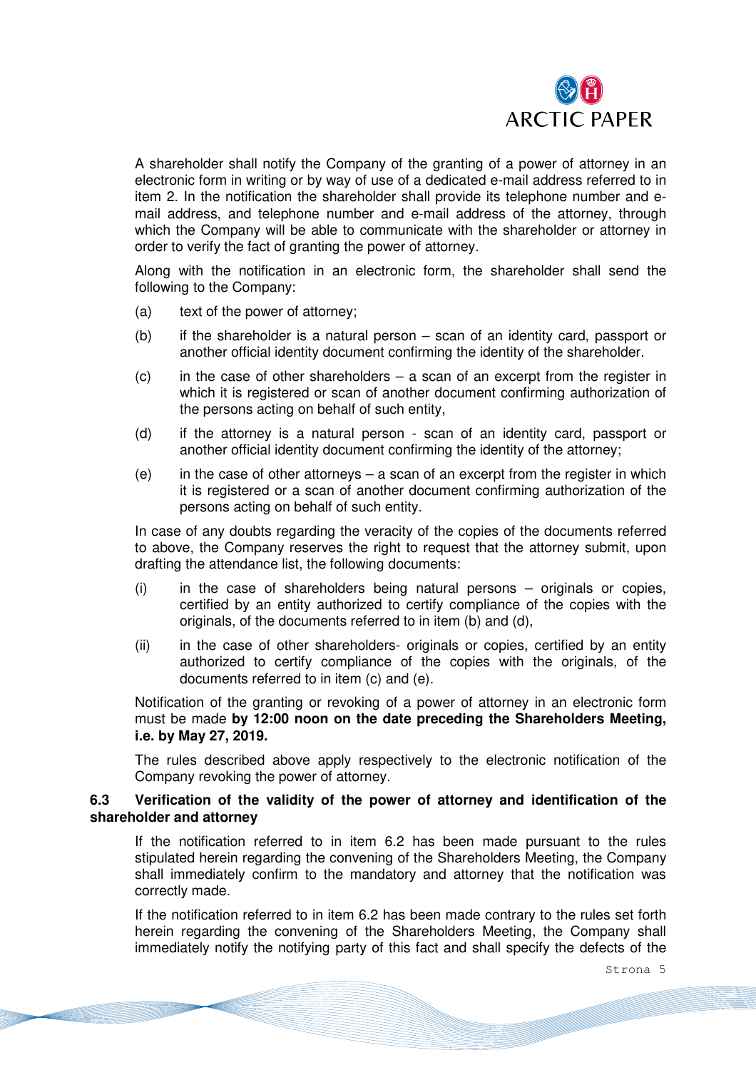A shareholder shall notify the Company of the granting of a power of attorney in an electronic form in writing or by way of use of a dedicated e-mail address referred to in item 2. In the notification the shareholder shall provide its telephone number and e-mail address, and telephone number and e-mail address of the attorney, through which the Company will be able to communicate with the shareholder or attorney in order to verify the fact of granting the power of attorney.

Along with the notification in an electronic form, the shareholder shall send the following to the Company:

(a) text of the power of attorney;

(b) if the shareholder is a natural person – scan of an identity card, passport or another official identity document confirming the identity of the shareholder.

(c) in the case of other shareholders – a scan of an excerpt from the register in which it is registered or scan of another document confirming authorization of the persons acting on behalf of such entity,

(d) if the attorney is a natural person - scan of an identity card, passport or another official identity document confirming the identity of the attorney;

(e) in the case of other attorneys – a scan of an excerpt from the register in which it is registered or a scan of another document confirming authorization of the persons acting on behalf of such entity.

In case of any doubts regarding the veracity of the copies of the documents referred to above, the Company reserves the right to request that the attorney submit, upon drafting the attendance list, the following documents:

(i) in the case of shareholders being natural persons – originals or copies, certified by an entity authorized to certify compliance of the copies with the originals, of the documents referred to in item (b) and (d),

(ii) in the case of other shareholders- originals or copies, certified by an entity authorized to certify compliance of the copies with the originals, of the documents referred to in item (c) and (e).

Notification of the granting or revoking of a power of attorney in an electronic form must be made **by 12:00 noon on the date preceding the Shareholders Meeting, i.e. by May 27, 2019.**

The rules described above apply respectively to the electronic notification of the Company revoking the power of attorney.

### 6.3 Verification of the validity of the power of attorney and identification of the shareholder and attorney

If the notification referred to in item 6.2 has been made pursuant to the rules stipulated herein regarding the convening of the Shareholders Meeting, the Company shall immediately confirm to the mandatory and attorney that the notification was correctly made.

If the notification referred to in item 6.2 has been made contrary to the rules set forth herein regarding the convening of the Shareholders Meeting, the Company shall immediately notify the notifying party of this fact and shall specify the defects of the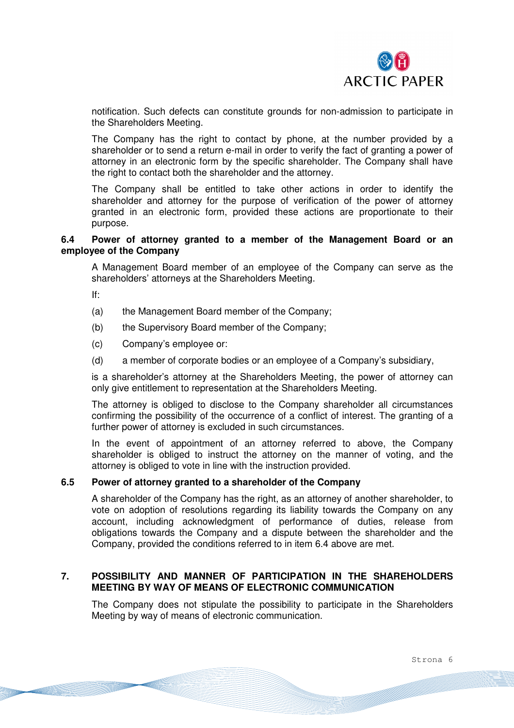notification. Such defects can constitute grounds for non-admission to participate in the Shareholders Meeting.

The Company has the right to contact by phone, at the number provided by a shareholder or to send a return e-mail in order to verify the fact of granting a power of attorney in an electronic form by the specific shareholder. The Company shall have the right to contact both the shareholder and the attorney.

The Company shall be entitled to take other actions in order to identify the shareholder and attorney for the purpose of verification of the power of attorney granted in an electronic form, provided these actions are proportionate to their purpose.

### 6.4 Power of attorney granted to a member of the Management Board or an employee of the Company

A Management Board member of an employee of the Company can serve as the shareholders' attorneys at the Shareholders Meeting.

If:

(a) the Management Board member of the Company;

(b) the Supervisory Board member of the Company;

(c) Company's employee or:

(d) a member of corporate bodies or an employee of a Company's subsidiary,

is a shareholder's attorney at the Shareholders Meeting, the power of attorney can only give entitlement to representation at the Shareholders Meeting.

The attorney is obliged to disclose to the Company shareholder all circumstances confirming the possibility of the occurrence of a conflict of interest. The granting of a further power of attorney is excluded in such circumstances.

In the event of appointment of an attorney referred to above, the Company shareholder is obliged to instruct the attorney on the manner of voting, and the attorney is obliged to vote in line with the instruction provided.

### 6.5 Power of attorney granted to a shareholder of the Company

A shareholder of the Company has the right, as an attorney of another shareholder, to vote on adoption of resolutions regarding its liability towards the Company on any account, including acknowledgment of performance of duties, release from obligations towards the Company and a dispute between the shareholder and the Company, provided the conditions referred to in item 6.4 above are met.

## 7. POSSIBILITY AND MANNER OF PARTICIPATION IN THE SHAREHOLDERS MEETING BY WAY OF MEANS OF ELECTRONIC COMMUNICATION

The Company does not stipulate the possibility to participate in the Shareholders Meeting by way of means of electronic communication.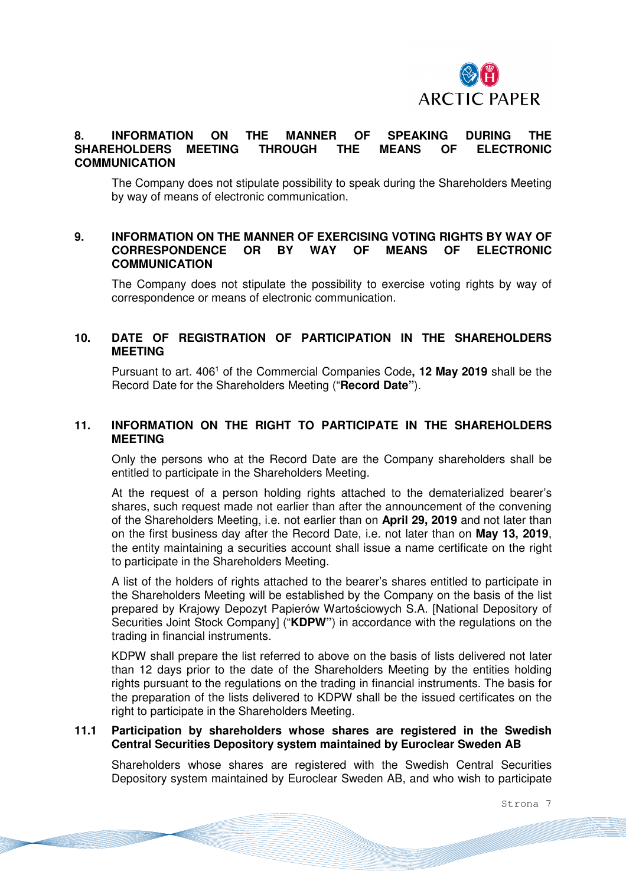## 8. INFORMATION ON THE MANNER OF SPEAKING DURING THE SHAREHOLDERS MEETING THROUGH THE MEANS OF ELECTRONIC COMMUNICATION

The Company does not stipulate possibility to speak during the Shareholders Meeting by way of means of electronic communication.

## 9. INFORMATION ON THE MANNER OF EXERCISING VOTING RIGHTS BY WAY OF CORRESPONDENCE OR BY WAY OF MEANS OF ELECTRONIC COMMUNICATION

The Company does not stipulate the possibility to exercise voting rights by way of correspondence or means of electronic communication.

## 10. DATE OF REGISTRATION OF PARTICIPATION IN THE SHAREHOLDERS MEETING

Pursuant to art. 406[1] of the Commercial Companies Code**, 12 May 2019** shall be the Record Date for the Shareholders Meeting ("**Record Date"**).

## 11. INFORMATION ON THE RIGHT TO PARTICIPATE IN THE SHAREHOLDERS MEETING

Only the persons who at the Record Date are the Company shareholders shall be entitled to participate in the Shareholders Meeting.

At the request of a person holding rights attached to the dematerialized bearer's shares, such request made not earlier than after the announcement of the convening of the Shareholders Meeting, i.e. not earlier than on **April 29, 2019** and not later than on the first business day after the Record Date, i.e. not later than on **May 13, 2019**, the entity maintaining a securities account shall issue a name certificate on the right to participate in the Shareholders Meeting.

A list of the holders of rights attached to the bearer's shares entitled to participate in the Shareholders Meeting will be established by the Company on the basis of the list prepared by Krajowy Depozyt Papierów Wartościowych S.A. [National Depository of Securities Joint Stock Company] ("**KDPW"**) in accordance with the regulations on the trading in financial instruments.

KDPW shall prepare the list referred to above on the basis of lists delivered not later than 12 days prior to the date of the Shareholders Meeting by the entities holding rights pursuant to the regulations on the trading in financial instruments. The basis for the preparation of the lists delivered to KDPW shall be the issued certificates on the right to participate in the Shareholders Meeting.

### 11.1 Participation by shareholders whose shares are registered in the Swedish Central Securities Depository system maintained by Euroclear Sweden AB

Shareholders whose shares are registered with the Swedish Central Securities Depository system maintained by Euroclear Sweden AB, and who wish to participate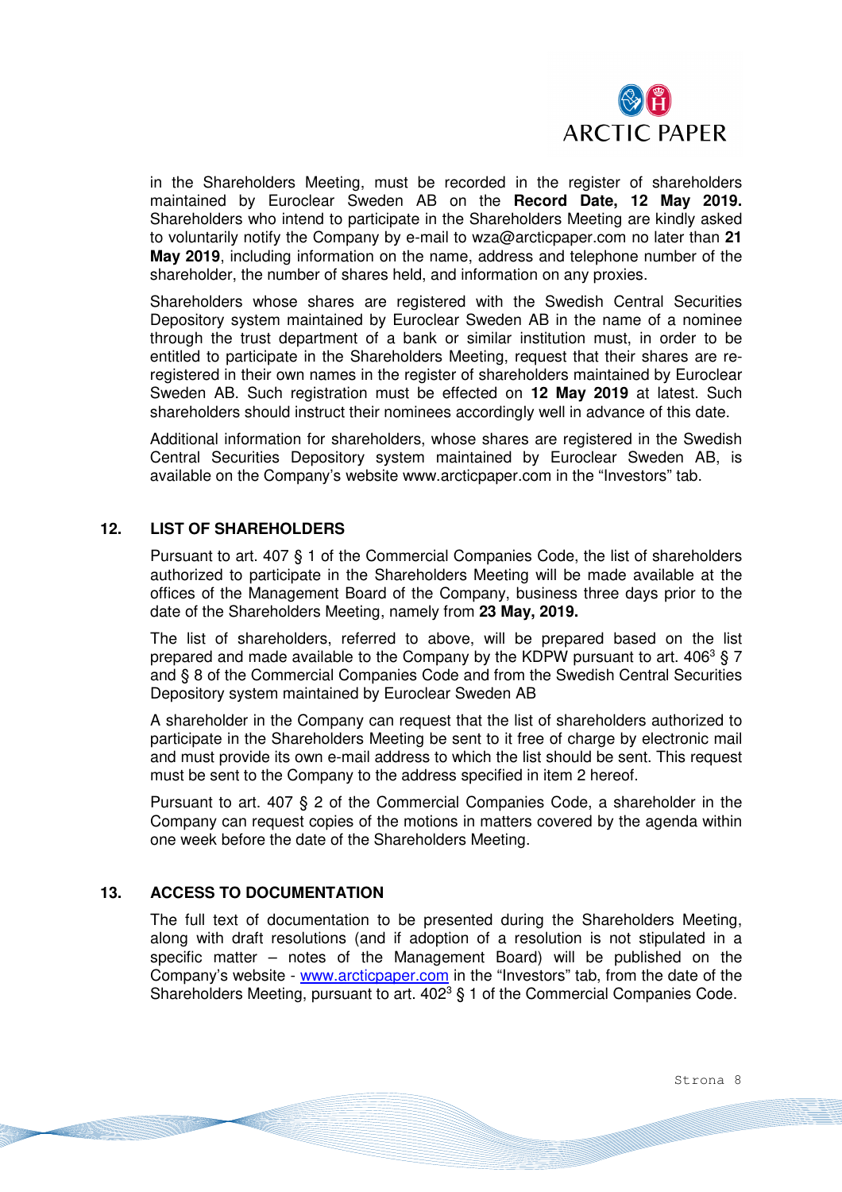in the Shareholders Meeting, must be recorded in the register of shareholders maintained by Euroclear Sweden AB on the **Record Date, 12 May 2019.** Shareholders who intend to participate in the Shareholders Meeting are kindly asked to voluntarily notify the Company by e-mail to wza@arcticpaper.com no later than **21 May 2019**, including information on the name, address and telephone number of the shareholder, the number of shares held, and information on any proxies.

Shareholders whose shares are registered with the Swedish Central Securities Depository system maintained by Euroclear Sweden AB in the name of a nominee through the trust department of a bank or similar institution must, in order to be entitled to participate in the Shareholders Meeting, request that their shares are re-registered in their own names in the register of shareholders maintained by Euroclear Sweden AB. Such registration must be effected on **12 May 2019** at latest. Such shareholders should instruct their nominees accordingly well in advance of this date.

Additional information for shareholders, whose shares are registered in the Swedish Central Securities Depository system maintained by Euroclear Sweden AB, is available on the Company's website www.arcticpaper.com in the "Investors" tab.

## 12. LIST OF SHAREHOLDERS

Pursuant to art. 407 § 1 of the Commercial Companies Code, the list of shareholders authorized to participate in the Shareholders Meeting will be made available at the offices of the Management Board of the Company, business three days prior to the date of the Shareholders Meeting, namely from **23 May, 2019.**

The list of shareholders, referred to above, will be prepared based on the list prepared and made available to the Company by the KDPW pursuant to art. $406^3$ § 7 and § 8 of the Commercial Companies Code and from the Swedish Central Securities Depository system maintained by Euroclear Sweden AB

A shareholder in the Company can request that the list of shareholders authorized to participate in the Shareholders Meeting be sent to it free of charge by electronic mail and must provide its own e-mail address to which the list should be sent. This request must be sent to the Company to the address specified in item 2 hereof.

Pursuant to art. 407 § 2 of the Commercial Companies Code, a shareholder in the Company can request copies of the motions in matters covered by the agenda within one week before the date of the Shareholders Meeting.

## 13. ACCESS TO DOCUMENTATION

The full text of documentation to be presented during the Shareholders Meeting, along with draft resolutions (and if adoption of a resolution is not stipulated in a specific matter – notes of the Management Board) will be published on the Company's website - www.arcticpaper.com in the "Investors" tab, from the date of the Shareholders Meeting, pursuant to art. $402^3$ § 1 of the Commercial Companies Code.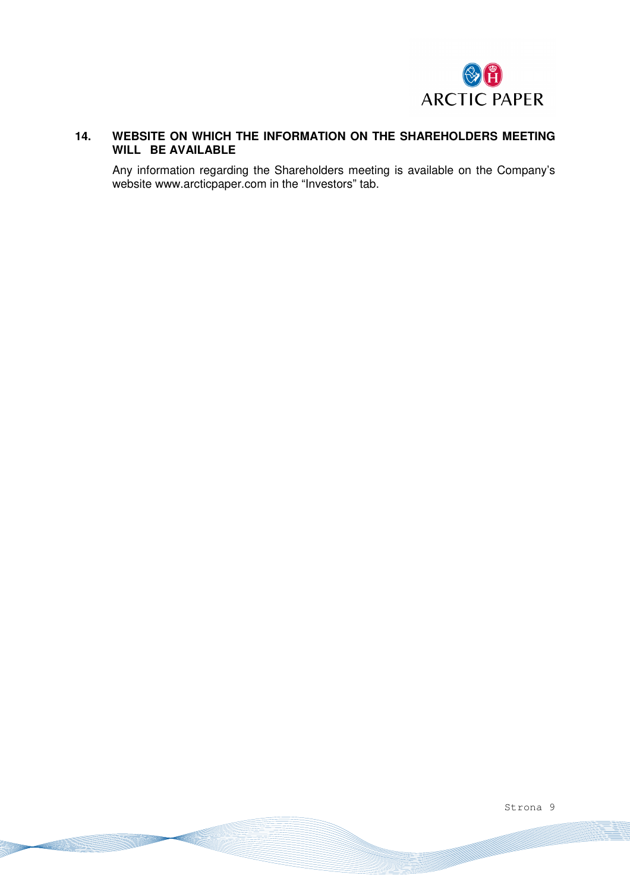## 14. WEBSITE ON WHICH THE INFORMATION ON THE SHAREHOLDERS MEETING WILL BE AVAILABLE

Any information regarding the Shareholders meeting is available on the Company's website www.arcticpaper.com in the "Investors" tab.